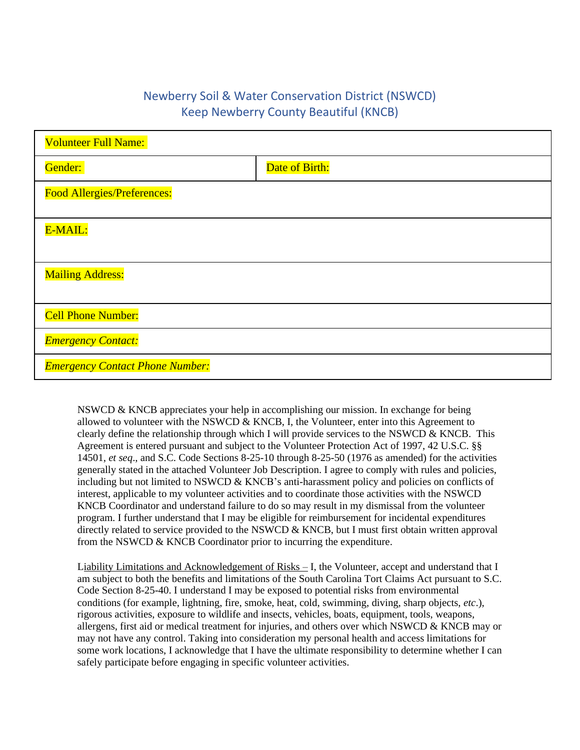## Newberry Soil & Water Conservation District (NSWCD)
## Keep Newberry County Beautiful (KNCB)

| | |
|---|---|
| Volunteer Full Name: | |
| Gender: | Date of Birth: |
| Food Allergies/Preferences: | |
| E-MAIL: | |
| Mailing Address: | |
| Cell Phone Number: | |
| *Emergency Contact:* | |
| *Emergency Contact Phone Number:* | |

NSWCD & KNCB appreciates your help in accomplishing our mission. In exchange for being allowed to volunteer with the NSWCD & KNCB, I, the Volunteer, enter into this Agreement to clearly define the relationship through which I will provide services to the NSWCD & KNCB. This Agreement is entered pursuant and subject to the Volunteer Protection Act of 1997, 42 U.S.C. §§ 14501, *et seq*., and S.C. Code Sections 8-25-10 through 8-25-50 (1976 as amended) for the activities generally stated in the attached Volunteer Job Description. I agree to comply with rules and policies, including but not limited to NSWCD & KNCB's anti-harassment policy and policies on conflicts of interest, applicable to my volunteer activities and to coordinate those activities with the NSWCD KNCB Coordinator and understand failure to do so may result in my dismissal from the volunteer program. I further understand that I may be eligible for reimbursement for incidental expenditures directly related to service provided to the NSWCD & KNCB, but I must first obtain written approval from the NSWCD & KNCB Coordinator prior to incurring the expenditure.

<u>Liability Limitations and Acknowledgement of Risks –</u> I, the Volunteer, accept and understand that I am subject to both the benefits and limitations of the South Carolina Tort Claims Act pursuant to S.C. Code Section 8-25-40. I understand I may be exposed to potential risks from environmental conditions (for example, lightning, fire, smoke, heat, cold, swimming, diving, sharp objects, *etc*.), rigorous activities, exposure to wildlife and insects, vehicles, boats, equipment, tools, weapons, allergens, first aid or medical treatment for injuries, and others over which NSWCD & KNCB may or may not have any control. Taking into consideration my personal health and access limitations for some work locations, I acknowledge that I have the ultimate responsibility to determine whether I can safely participate before engaging in specific volunteer activities.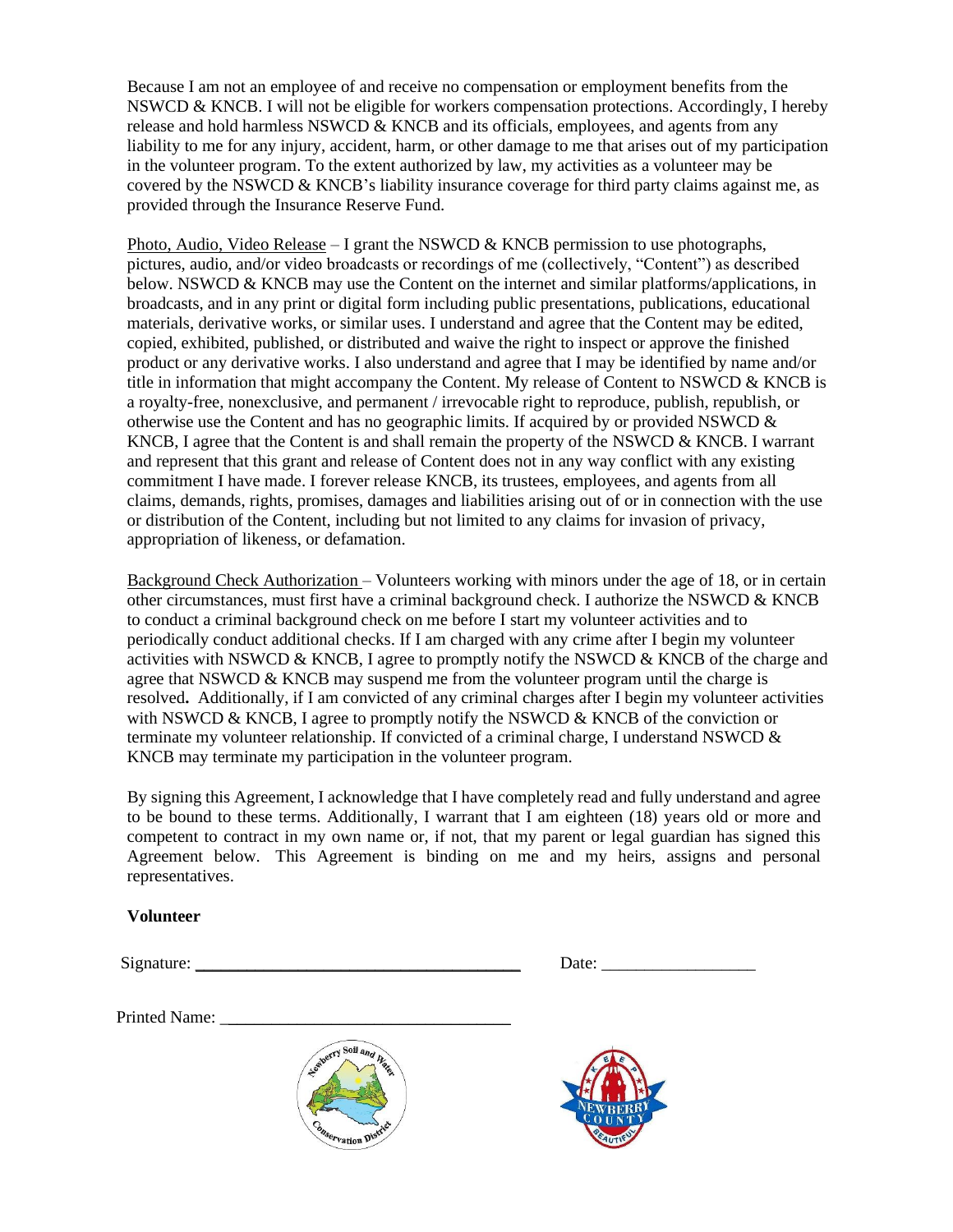Because I am not an employee of and receive no compensation or employment benefits from the NSWCD & KNCB. I will not be eligible for workers compensation protections. Accordingly, I hereby release and hold harmless NSWCD & KNCB and its officials, employees, and agents from any liability to me for any injury, accident, harm, or other damage to me that arises out of my participation in the volunteer program. To the extent authorized by law, my activities as a volunteer may be covered by the NSWCD & KNCB's liability insurance coverage for third party claims against me, as provided through the Insurance Reserve Fund.

Photo, Audio, Video Release – I grant the NSWCD & KNCB permission to use photographs, pictures, audio, and/or video broadcasts or recordings of me (collectively, "Content") as described below. NSWCD & KNCB may use the Content on the internet and similar platforms/applications, in broadcasts, and in any print or digital form including public presentations, publications, educational materials, derivative works, or similar uses. I understand and agree that the Content may be edited, copied, exhibited, published, or distributed and waive the right to inspect or approve the finished product or any derivative works. I also understand and agree that I may be identified by name and/or title in information that might accompany the Content. My release of Content to NSWCD & KNCB is a royalty-free, nonexclusive, and permanent / irrevocable right to reproduce, publish, republish, or otherwise use the Content and has no geographic limits. If acquired by or provided NSWCD & KNCB, I agree that the Content is and shall remain the property of the NSWCD & KNCB. I warrant and represent that this grant and release of Content does not in any way conflict with any existing commitment I have made. I forever release KNCB, its trustees, employees, and agents from all claims, demands, rights, promises, damages and liabilities arising out of or in connection with the use or distribution of the Content, including but not limited to any claims for invasion of privacy, appropriation of likeness, or defamation.

Background Check Authorization – Volunteers working with minors under the age of 18, or in certain other circumstances, must first have a criminal background check. I authorize the NSWCD & KNCB to conduct a criminal background check on me before I start my volunteer activities and to periodically conduct additional checks. If I am charged with any crime after I begin my volunteer activities with NSWCD & KNCB, I agree to promptly notify the NSWCD & KNCB of the charge and agree that NSWCD & KNCB may suspend me from the volunteer program until the charge is resolved**.** Additionally, if I am convicted of any criminal charges after I begin my volunteer activities with NSWCD & KNCB, I agree to promptly notify the NSWCD & KNCB of the conviction or terminate my volunteer relationship. If convicted of a criminal charge, I understand NSWCD & KNCB may terminate my participation in the volunteer program.

By signing this Agreement, I acknowledge that I have completely read and fully understand and agree to be bound to these terms. Additionally, I warrant that I am eighteen (18) years old or more and competent to contract in my own name or, if not, that my parent or legal guardian has signed this Agreement below. This Agreement is binding on me and my heirs, assigns and personal representatives.

**Volunteer**

Signature: ______________________________ Date: ________________

Printed Name: ______________________________